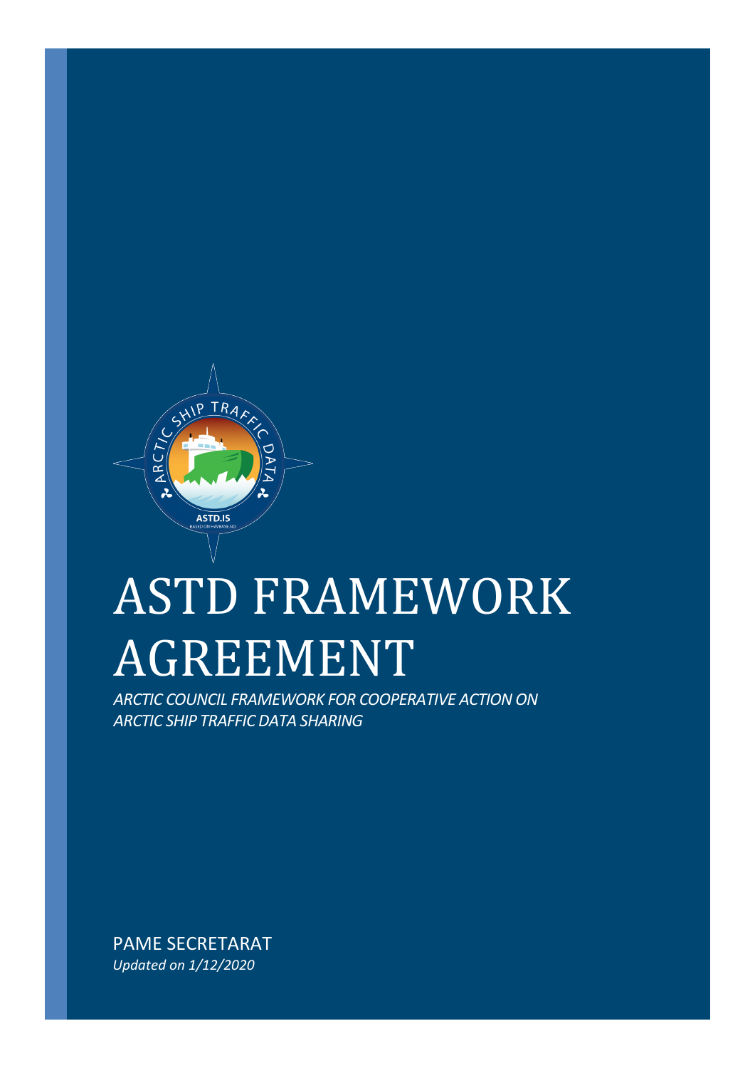# ASTD FRAMEWORK AGREEMENT

*ARCTIC COUNCIL FRAMEWORK FOR COOPERATIVE ACTION ON ARCTIC SHIP TRAFFIC DATA SHARING*

PAME SECRETARAT

*Updated on 1/12/2020*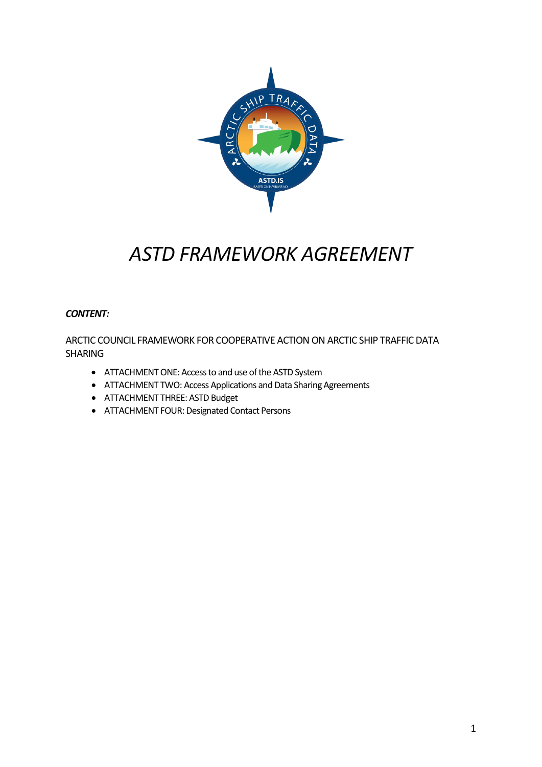# *ASTD FRAMEWORK AGREEMENT*

***CONTENT:***

ARCTIC COUNCIL FRAMEWORK FOR COOPERATIVE ACTION ON ARCTIC SHIP TRAFFIC DATA SHARING

- ATTACHMENT ONE: Access to and use of the ASTD System
- ATTACHMENT TWO: Access Applications and Data Sharing Agreements
- ATTACHMENT THREE: ASTD Budget
- ATTACHMENT FOUR: Designated Contact Persons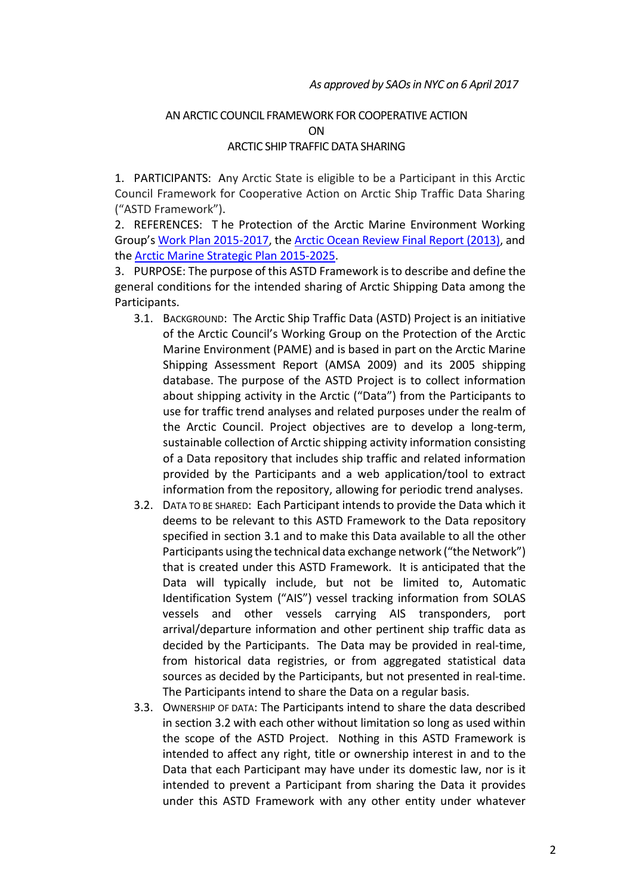*As approved by SAOs in NYC on 6 April 2017*

AN ARCTIC COUNCIL FRAMEWORK FOR COOPERATIVE ACTION
ON
ARCTIC SHIP TRAFFIC DATA SHARING

1. PARTICIPANTS: Any Arctic State is eligible to be a Participant in this Arctic Council Framework for Cooperative Action on Arctic Ship Traffic Data Sharing ("ASTD Framework").

2. REFERENCES: T he Protection of the Arctic Marine Environment Working Group's Work Plan 2015-2017, the Arctic Ocean Review Final Report (2013), and the Arctic Marine Strategic Plan 2015-2025.

3. PURPOSE: The purpose of this ASTD Framework is to describe and define the general conditions for the intended sharing of Arctic Shipping Data among the Participants.

   3.1. BACKGROUND: The Arctic Ship Traffic Data (ASTD) Project is an initiative of the Arctic Council's Working Group on the Protection of the Arctic Marine Environment (PAME) and is based in part on the Arctic Marine Shipping Assessment Report (AMSA 2009) and its 2005 shipping database. The purpose of the ASTD Project is to collect information about shipping activity in the Arctic ("Data") from the Participants to use for traffic trend analyses and related purposes under the realm of the Arctic Council. Project objectives are to develop a long-term, sustainable collection of Arctic shipping activity information consisting of a Data repository that includes ship traffic and related information provided by the Participants and a web application/tool to extract information from the repository, allowing for periodic trend analyses.

   3.2. DATA TO BE SHARED: Each Participant intends to provide the Data which it deems to be relevant to this ASTD Framework to the Data repository specified in section 3.1 and to make this Data available to all the other Participants using the technical data exchange network ("the Network") that is created under this ASTD Framework. It is anticipated that the Data will typically include, but not be limited to, Automatic Identification System ("AIS") vessel tracking information from SOLAS vessels and other vessels carrying AIS transponders, port arrival/departure information and other pertinent ship traffic data as decided by the Participants. The Data may be provided in real-time, from historical data registries, or from aggregated statistical data sources as decided by the Participants, but not presented in real-time. The Participants intend to share the Data on a regular basis.

   3.3. OWNERSHIP OF DATA: The Participants intend to share the data described in section 3.2 with each other without limitation so long as used within the scope of the ASTD Project. Nothing in this ASTD Framework is intended to affect any right, title or ownership interest in and to the Data that each Participant may have under its domestic law, nor is it intended to prevent a Participant from sharing the Data it provides under this ASTD Framework with any other entity under whatever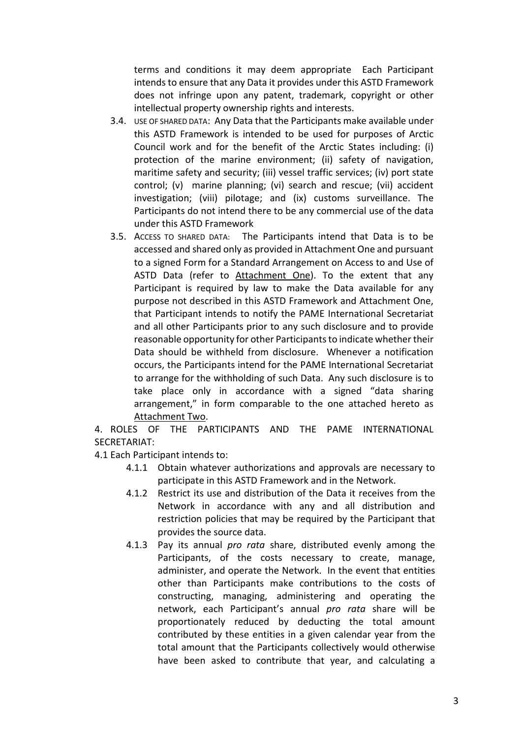terms and conditions it may deem appropriate Each Participant intends to ensure that any Data it provides under this ASTD Framework does not infringe upon any patent, trademark, copyright or other intellectual property ownership rights and interests.

3.4. USE OF SHARED DATA: Any Data that the Participants make available under this ASTD Framework is intended to be used for purposes of Arctic Council work and for the benefit of the Arctic States including: (i) protection of the marine environment; (ii) safety of navigation, maritime safety and security; (iii) vessel traffic services; (iv) port state control; (v) marine planning; (vi) search and rescue; (vii) accident investigation; (viii) pilotage; and (ix) customs surveillance. The Participants do not intend there to be any commercial use of the data under this ASTD Framework

3.5. ACCESS TO SHARED DATA: The Participants intend that Data is to be accessed and shared only as provided in Attachment One and pursuant to a signed Form for a Standard Arrangement on Access to and Use of ASTD Data (refer to Attachment One). To the extent that any Participant is required by law to make the Data available for any purpose not described in this ASTD Framework and Attachment One, that Participant intends to notify the PAME International Secretariat and all other Participants prior to any such disclosure and to provide reasonable opportunity for other Participants to indicate whether their Data should be withheld from disclosure. Whenever a notification occurs, the Participants intend for the PAME International Secretariat to arrange for the withholding of such Data. Any such disclosure is to take place only in accordance with a signed "data sharing arrangement," in form comparable to the one attached hereto as Attachment Two.

4. ROLES OF THE PARTICIPANTS AND THE PAME INTERNATIONAL SECRETARIAT:

4.1 Each Participant intends to:

4.1.1 Obtain whatever authorizations and approvals are necessary to participate in this ASTD Framework and in the Network.

4.1.2 Restrict its use and distribution of the Data it receives from the Network in accordance with any and all distribution and restriction policies that may be required by the Participant that provides the source data.

4.1.3 Pay its annual *pro rata* share, distributed evenly among the Participants, of the costs necessary to create, manage, administer, and operate the Network. In the event that entities other than Participants make contributions to the costs of constructing, managing, administering and operating the network, each Participant's annual *pro rata* share will be proportionately reduced by deducting the total amount contributed by these entities in a given calendar year from the total amount that the Participants collectively would otherwise have been asked to contribute that year, and calculating a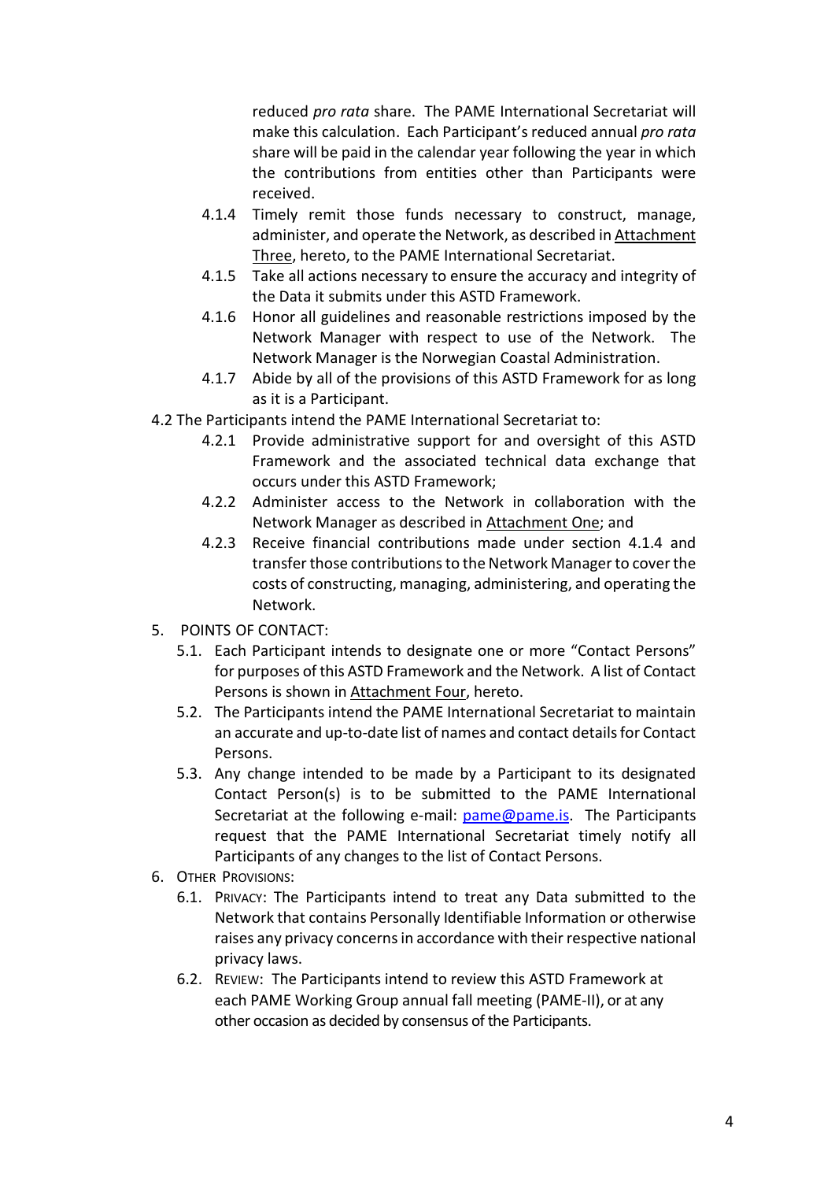reduced *pro rata* share. The PAME International Secretariat will make this calculation. Each Participant's reduced annual *pro rata* share will be paid in the calendar year following the year in which the contributions from entities other than Participants were received.

4.1.4 Timely remit those funds necessary to construct, manage, administer, and operate the Network, as described in Attachment Three, hereto, to the PAME International Secretariat.

4.1.5 Take all actions necessary to ensure the accuracy and integrity of the Data it submits under this ASTD Framework.

4.1.6 Honor all guidelines and reasonable restrictions imposed by the Network Manager with respect to use of the Network. The Network Manager is the Norwegian Coastal Administration.

4.1.7 Abide by all of the provisions of this ASTD Framework for as long as it is a Participant.

4.2 The Participants intend the PAME International Secretariat to:

4.2.1 Provide administrative support for and oversight of this ASTD Framework and the associated technical data exchange that occurs under this ASTD Framework;

4.2.2 Administer access to the Network in collaboration with the Network Manager as described in Attachment One; and

4.2.3 Receive financial contributions made under section 4.1.4 and transfer those contributions to the Network Manager to cover the costs of constructing, managing, administering, and operating the Network.

5. POINTS OF CONTACT:

5.1. Each Participant intends to designate one or more "Contact Persons" for purposes of this ASTD Framework and the Network. A list of Contact Persons is shown in Attachment Four, hereto.

5.2. The Participants intend the PAME International Secretariat to maintain an accurate and up-to-date list of names and contact details for Contact Persons.

5.3. Any change intended to be made by a Participant to its designated Contact Person(s) is to be submitted to the PAME International Secretariat at the following e-mail: pame@pame.is. The Participants request that the PAME International Secretariat timely notify all Participants of any changes to the list of Contact Persons.

6. OTHER PROVISIONS:

6.1. PRIVACY: The Participants intend to treat any Data submitted to the Network that contains Personally Identifiable Information or otherwise raises any privacy concerns in accordance with their respective national privacy laws.

6.2. REVIEW: The Participants intend to review this ASTD Framework at each PAME Working Group annual fall meeting (PAME-II), or at any other occasion as decided by consensus of the Participants.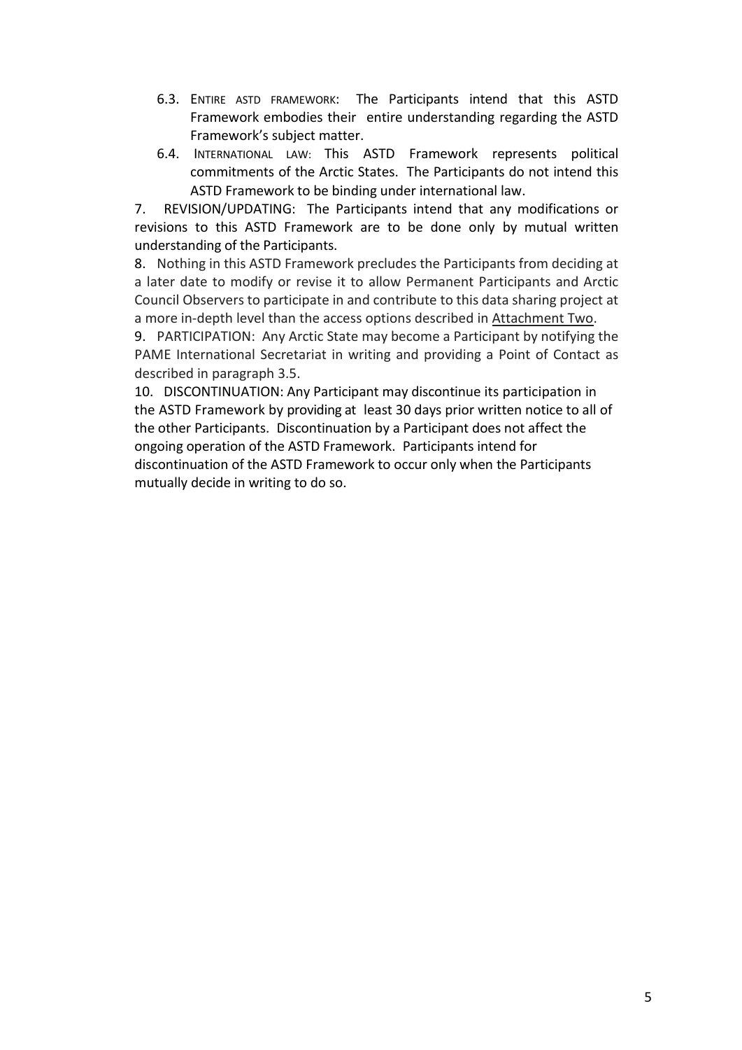6.3. ENTIRE ASTD FRAMEWORK: The Participants intend that this ASTD Framework embodies their entire understanding regarding the ASTD Framework's subject matter.

6.4. INTERNATIONAL LAW: This ASTD Framework represents political commitments of the Arctic States. The Participants do not intend this ASTD Framework to be binding under international law.

7. REVISION/UPDATING: The Participants intend that any modifications or revisions to this ASTD Framework are to be done only by mutual written understanding of the Participants.

8. Nothing in this ASTD Framework precludes the Participants from deciding at a later date to modify or revise it to allow Permanent Participants and Arctic Council Observers to participate in and contribute to this data sharing project at a more in-depth level than the access options described in Attachment Two.

9. PARTICIPATION: Any Arctic State may become a Participant by notifying the PAME International Secretariat in writing and providing a Point of Contact as described in paragraph 3.5.

10. DISCONTINUATION: Any Participant may discontinue its participation in the ASTD Framework by providing at least 30 days prior written notice to all of the other Participants. Discontinuation by a Participant does not affect the ongoing operation of the ASTD Framework. Participants intend for discontinuation of the ASTD Framework to occur only when the Participants mutually decide in writing to do so.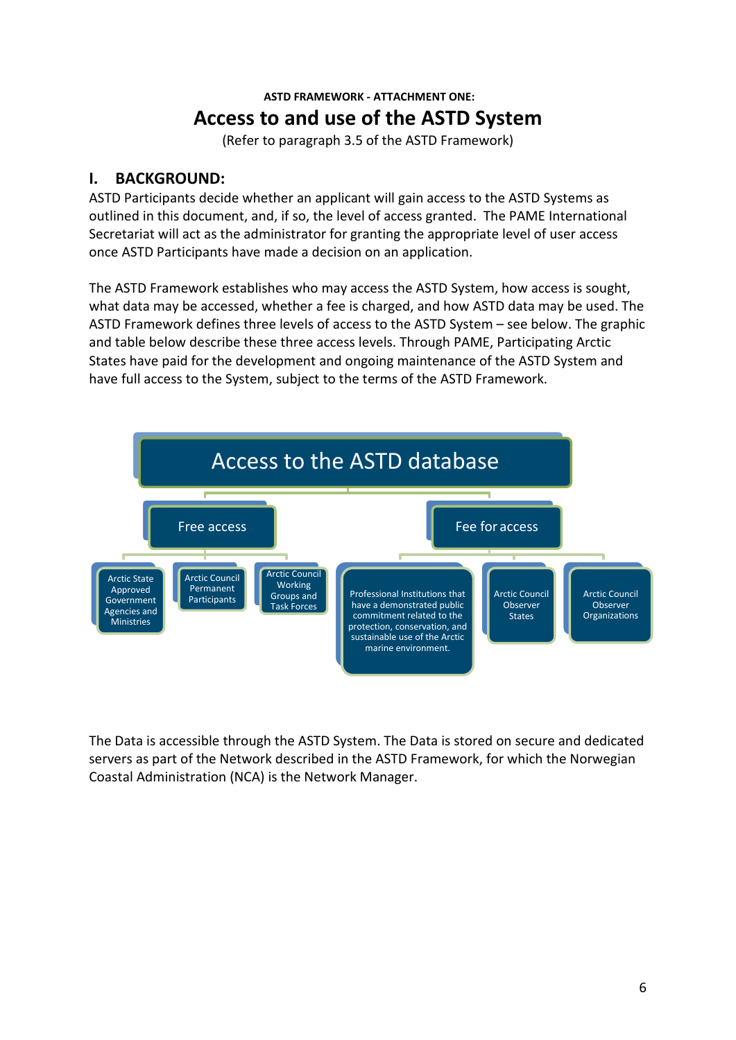**ASTD FRAMEWORK - ATTACHMENT ONE:**

# Access to and use of the ASTD System

(Refer to paragraph 3.5 of the ASTD Framework)

## I. BACKGROUND:

ASTD Participants decide whether an applicant will gain access to the ASTD Systems as outlined in this document, and, if so, the level of access granted. The PAME International Secretariat will act as the administrator for granting the appropriate level of user access once ASTD Participants have made a decision on an application.

The ASTD Framework establishes who may access the ASTD System, how access is sought, what data may be accessed, whether a fee is charged, and how ASTD data may be used. The ASTD Framework defines three levels of access to the ASTD System – see below. The graphic and table below describe these three access levels. Through PAME, Participating Arctic States have paid for the development and ongoing maintenance of the ASTD System and have full access to the System, subject to the terms of the ASTD Framework.

**Access to the ASTD database**

- **Free access**
  - Arctic State Approved Government Agencies and Ministries
  - Arctic Council Permanent Participants
  - Arctic Council Working Groups and Task Forces
- **Fee for access**
  - Professional Institutions that have a demonstrated public commitment related to the protection, conservation, and sustainable use of the Arctic marine environment.
  - Arctic Council Observer States
  - Arctic Council Observer Organizations

The Data is accessible through the ASTD System. The Data is stored on secure and dedicated servers as part of the Network described in the ASTD Framework, for which the Norwegian Coastal Administration (NCA) is the Network Manager.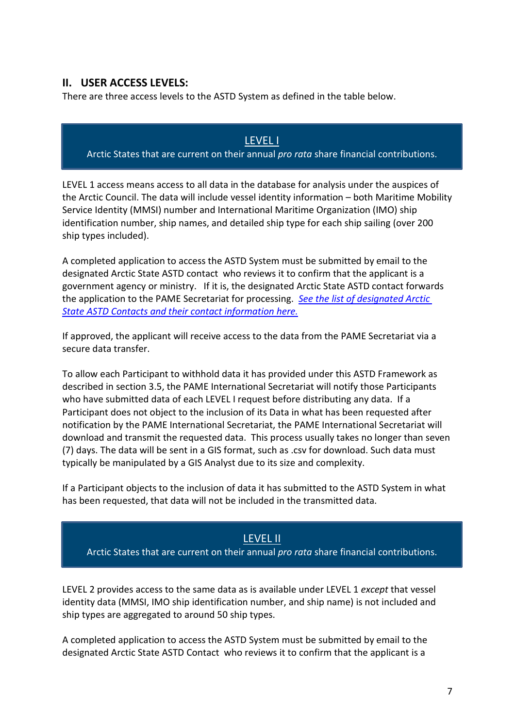## II. USER ACCESS LEVELS:

There are three access levels to the ASTD System as defined in the table below.

| LEVEL I |
|---|
| Arctic States that are current on their annual *pro rata* share financial contributions. |

LEVEL 1 access means access to all data in the database for analysis under the auspices of the Arctic Council. The data will include vessel identity information – both Maritime Mobility Service Identity (MMSI) number and International Maritime Organization (IMO) ship identification number, ship names, and detailed ship type for each ship sailing (over 200 ship types included).

A completed application to access the ASTD System must be submitted by email to the designated Arctic State ASTD contact who reviews it to confirm that the applicant is a government agency or ministry. If it is, the designated Arctic State ASTD contact forwards the application to the PAME Secretariat for processing. *See the list of designated Arctic State ASTD Contacts and their contact information here.*

If approved, the applicant will receive access to the data from the PAME Secretariat via a secure data transfer.

To allow each Participant to withhold data it has provided under this ASTD Framework as described in section 3.5, the PAME International Secretariat will notify those Participants who have submitted data of each LEVEL I request before distributing any data. If a Participant does not object to the inclusion of its Data in what has been requested after notification by the PAME International Secretariat, the PAME International Secretariat will download and transmit the requested data. This process usually takes no longer than seven (7) days. The data will be sent in a GIS format, such as .csv for download. Such data must typically be manipulated by a GIS Analyst due to its size and complexity.

If a Participant objects to the inclusion of data it has submitted to the ASTD System in what has been requested, that data will not be included in the transmitted data.

| LEVEL II |
|---|
| Arctic States that are current on their annual *pro rata* share financial contributions. |

LEVEL 2 provides access to the same data as is available under LEVEL 1 *except* that vessel identity data (MMSI, IMO ship identification number, and ship name) is not included and ship types are aggregated to around 50 ship types.

A completed application to access the ASTD System must be submitted by email to the designated Arctic State ASTD Contact who reviews it to confirm that the applicant is a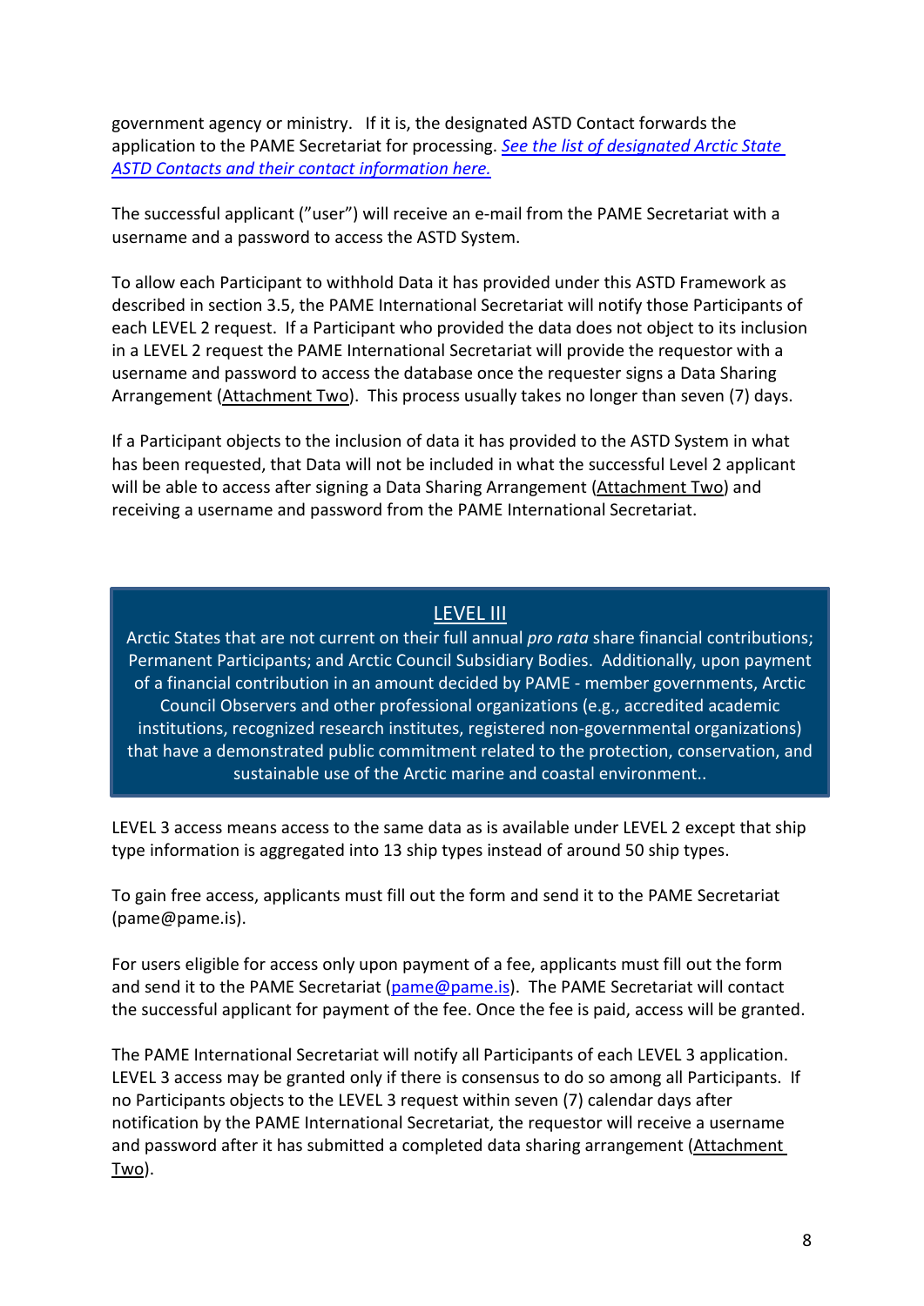government agency or ministry. If it is, the designated ASTD Contact forwards the application to the PAME Secretariat for processing. *See the list of designated Arctic State ASTD Contacts and their contact information here.*

The successful applicant (”user”) will receive an e-mail from the PAME Secretariat with a username and a password to access the ASTD System.

To allow each Participant to withhold Data it has provided under this ASTD Framework as described in section 3.5, the PAME International Secretariat will notify those Participants of each LEVEL 2 request. If a Participant who provided the data does not object to its inclusion in a LEVEL 2 request the PAME International Secretariat will provide the requestor with a username and password to access the database once the requester signs a Data Sharing Arrangement (Attachment Two). This process usually takes no longer than seven (7) days.

If a Participant objects to the inclusion of data it has provided to the ASTD System in what has been requested, that Data will not be included in what the successful Level 2 applicant will be able to access after signing a Data Sharing Arrangement (Attachment Two) and receiving a username and password from the PAME International Secretariat.

## LEVEL III

Arctic States that are not current on their full annual *pro rata* share financial contributions; Permanent Participants; and Arctic Council Subsidiary Bodies. Additionally, upon payment of a financial contribution in an amount decided by PAME - member governments, Arctic Council Observers and other professional organizations (e.g., accredited academic institutions, recognized research institutes, registered non-governmental organizations) that have a demonstrated public commitment related to the protection, conservation, and sustainable use of the Arctic marine and coastal environment..

LEVEL 3 access means access to the same data as is available under LEVEL 2 except that ship type information is aggregated into 13 ship types instead of around 50 ship types.

To gain free access, applicants must fill out the form and send it to the PAME Secretariat (pame@pame.is).

For users eligible for access only upon payment of a fee, applicants must fill out the form and send it to the PAME Secretariat (pame@pame.is). The PAME Secretariat will contact the successful applicant for payment of the fee. Once the fee is paid, access will be granted.

The PAME International Secretariat will notify all Participants of each LEVEL 3 application. LEVEL 3 access may be granted only if there is consensus to do so among all Participants. If no Participants objects to the LEVEL 3 request within seven (7) calendar days after notification by the PAME International Secretariat, the requestor will receive a username and password after it has submitted a completed data sharing arrangement (Attachment Two).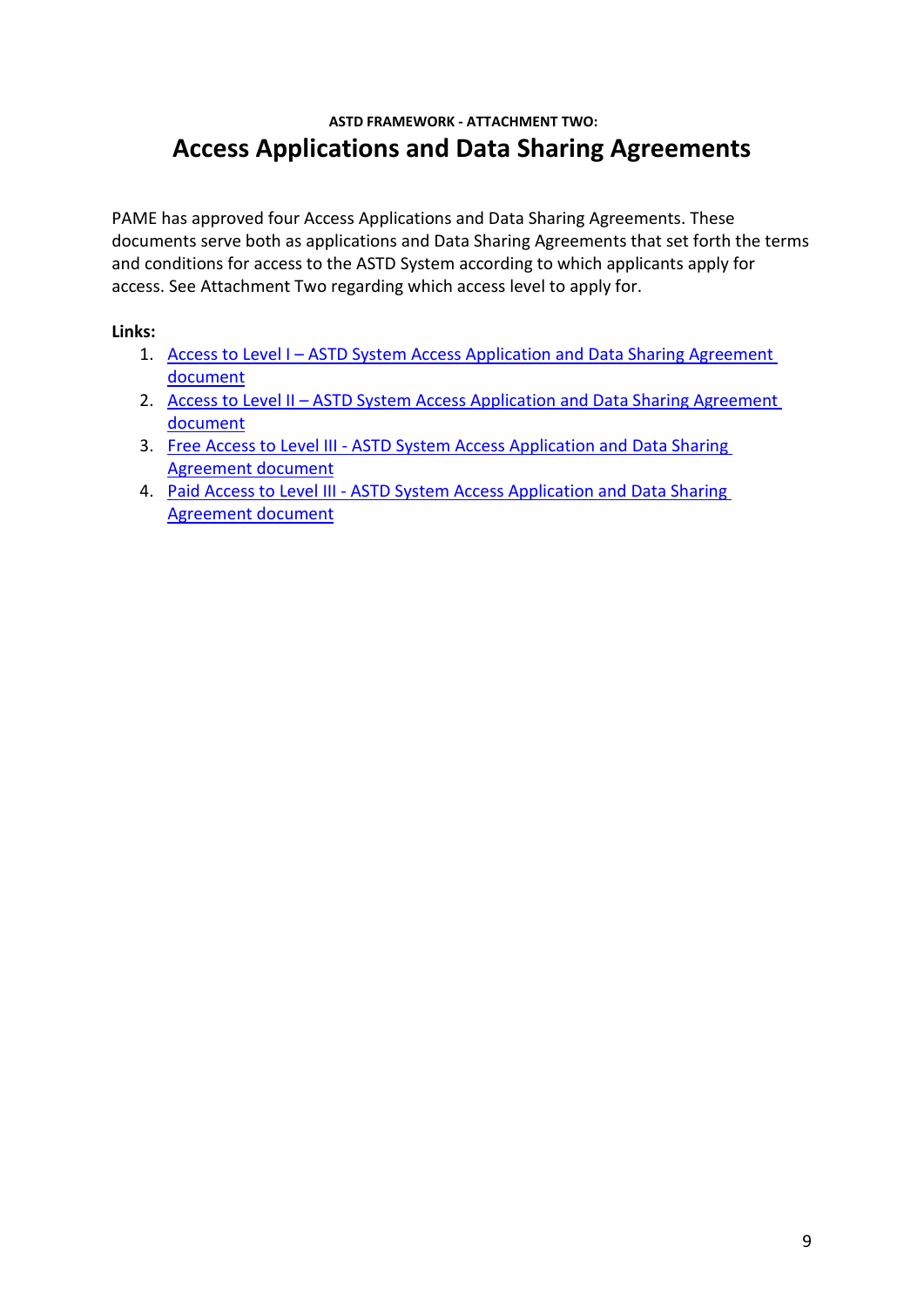**ASTD FRAMEWORK - ATTACHMENT TWO:**

# Access Applications and Data Sharing Agreements

PAME has approved four Access Applications and Data Sharing Agreements. These documents serve both as applications and Data Sharing Agreements that set forth the terms and conditions for access to the ASTD System according to which applicants apply for access. See Attachment Two regarding which access level to apply for.

**Links:**

1. Access to Level I – ASTD System Access Application and Data Sharing Agreement document
2. Access to Level II – ASTD System Access Application and Data Sharing Agreement document
3. Free Access to Level III - ASTD System Access Application and Data Sharing Agreement document
4. Paid Access to Level III - ASTD System Access Application and Data Sharing Agreement document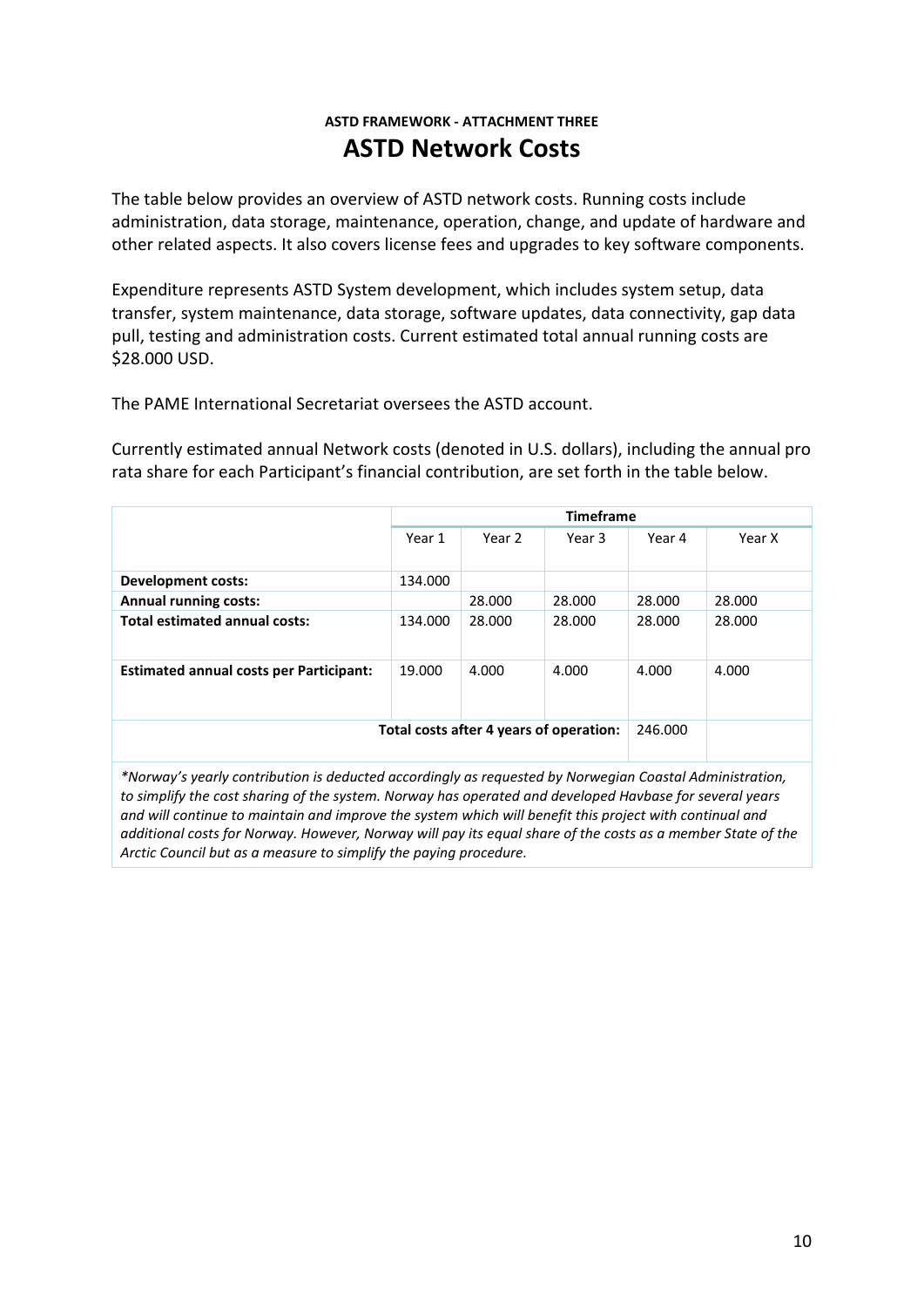### ASTD FRAMEWORK - ATTACHMENT THREE

# ASTD Network Costs

The table below provides an overview of ASTD network costs. Running costs include administration, data storage, maintenance, operation, change, and update of hardware and other related aspects. It also covers license fees and upgrades to key software components.

Expenditure represents ASTD System development, which includes system setup, data transfer, system maintenance, data storage, software updates, data connectivity, gap data pull, testing and administration costs. Current estimated total annual running costs are $28.000 USD.

The PAME International Secretariat oversees the ASTD account.

Currently estimated annual Network costs (denoted in U.S. dollars), including the annual pro rata share for each Participant's financial contribution, are set forth in the table below.

| | Timeframe | | | | |
|---|---|---|---|---|---|
| | Year 1 | Year 2 | Year 3 | Year 4 | Year X |
| **Development costs:** | 134.000 | | | | |
| **Annual running costs:** | | 28.000 | 28.000 | 28.000 | 28.000 |
| **Total estimated annual costs:** | 134.000 | 28.000 | 28.000 | 28.000 | 28.000 |
| **Estimated annual costs per Participant:** | 19.000 | 4.000 | 4.000 | 4.000 | 4.000 |
| | | | **Total costs after 4 years of operation:** | 246.000 | |

*\*Norway's yearly contribution is deducted accordingly as requested by Norwegian Coastal Administration, to simplify the cost sharing of the system. Norway has operated and developed Havbase for several years and will continue to maintain and improve the system which will benefit this project with continual and additional costs for Norway. However, Norway will pay its equal share of the costs as a member State of the Arctic Council but as a measure to simplify the paying procedure.*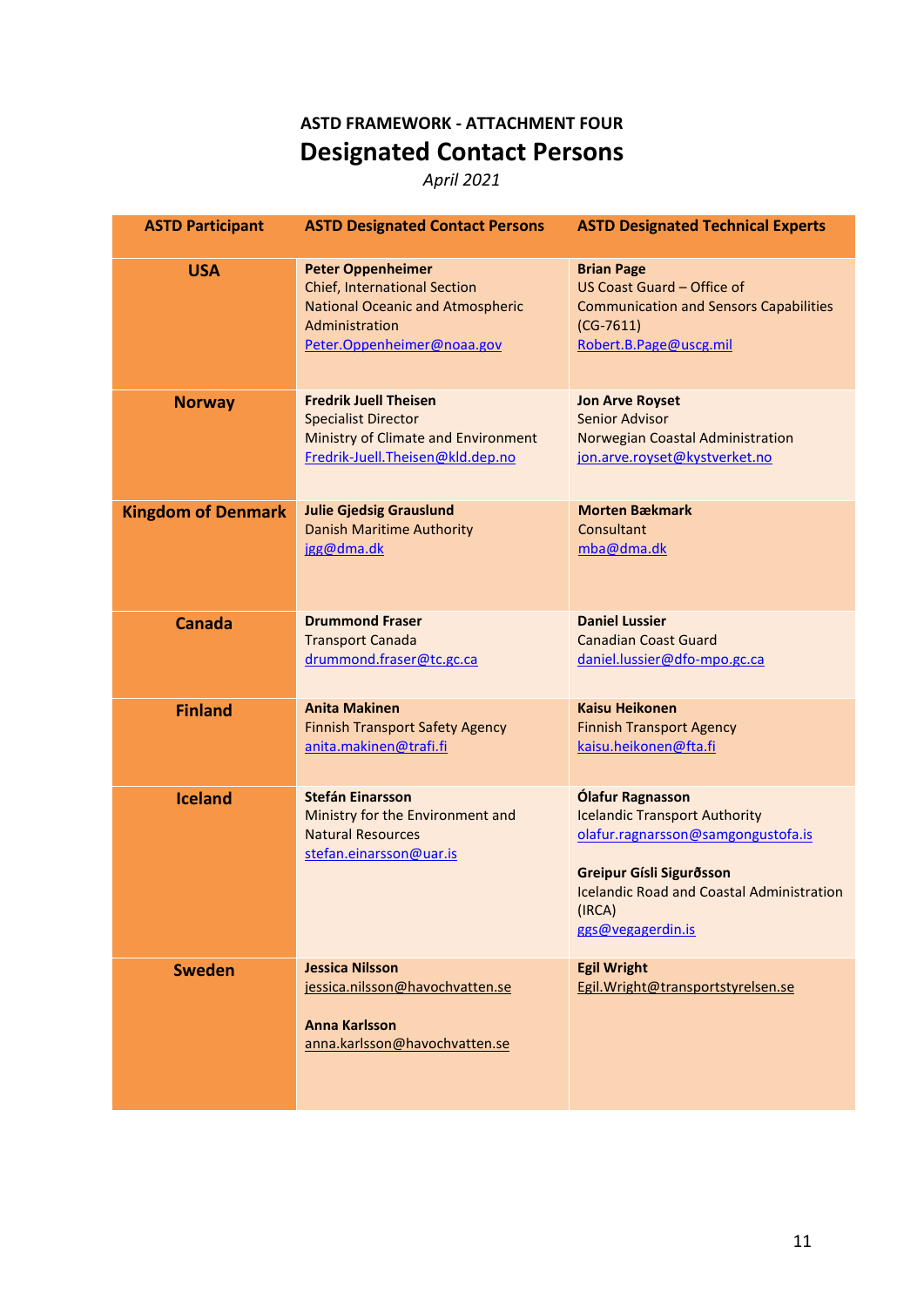### ASTD FRAMEWORK - ATTACHMENT FOUR

## Designated Contact Persons

*April 2021*

| ASTD Participant | ASTD Designated Contact Persons | ASTD Designated Technical Experts |
|---|---|---|
| **USA** | **Peter Oppenheimer**<br>Chief, International Section<br>National Oceanic and Atmospheric Administration<br>Peter.Oppenheimer@noaa.gov | **Brian Page**<br>US Coast Guard – Office of Communication and Sensors Capabilities (CG-7611)<br>Robert.B.Page@uscg.mil |
| **Norway** | **Fredrik Juell Theisen**<br>Specialist Director<br>Ministry of Climate and Environment<br>Fredrik-Juell.Theisen@kld.dep.no | **Jon Arve Royset**<br>Senior Advisor<br>Norwegian Coastal Administration<br>jon.arve.royset@kystverket.no |
| **Kingdom of Denmark** | **Julie Gjedsig Grauslund**<br>Danish Maritime Authority<br>jgg@dma.dk | **Morten Bækmark**<br>Consultant<br>mba@dma.dk |
| **Canada** | **Drummond Fraser**<br>Transport Canada<br>drummond.fraser@tc.gc.ca | **Daniel Lussier**<br>Canadian Coast Guard<br>daniel.lussier@dfo-mpo.gc.ca |
| **Finland** | **Anita Makinen**<br>Finnish Transport Safety Agency<br>anita.makinen@trafi.fi | **Kaisu Heikonen**<br>Finnish Transport Agency<br>kaisu.heikonen@fta.fi |
| **Iceland** | **Stefán Einarsson**<br>Ministry for the Environment and Natural Resources<br>stefan.einarsson@uar.is | **Ólafur Ragnasson**<br>Icelandic Transport Authority<br>olafur.ragnarsson@samgongustofa.is<br><br>**Greipur Gísli Sigurðsson**<br>Icelandic Road and Coastal Administration (IRCA)<br>ggs@vegagerdin.is |
| **Sweden** | **Jessica Nilsson**<br>jessica.nilsson@havochvatten.se<br><br>**Anna Karlsson**<br>anna.karlsson@havochvatten.se | **Egil Wright**<br>Egil.Wright@transportstyrelsen.se |